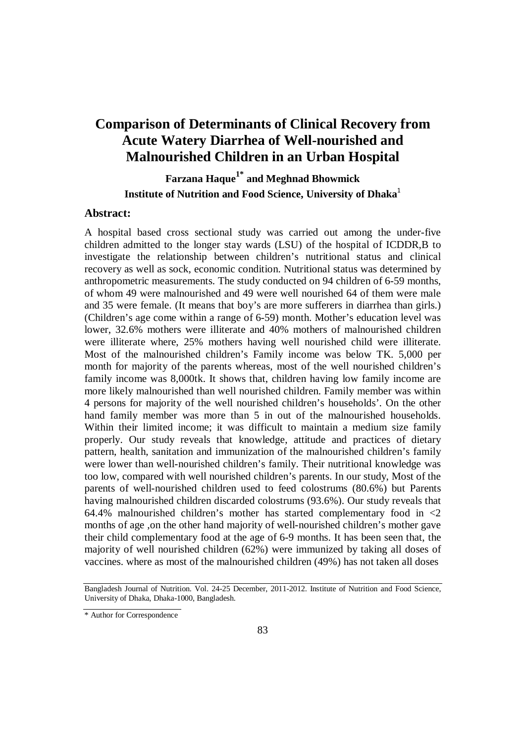# Comparison of Determinants of Clinical Recovery from Acute Watery Diarrhea of Well-nourished and Malnourished Children in an Urban Hospital

**Farzana Haque[1*] and Meghnad Bhowmick**

**Institute of Nutrition and Food Science, University of Dhaka[1]**

## Abstract:

A hospital based cross sectional study was carried out among the under-five children admitted to the longer stay wards (LSU) of the hospital of ICDDR,B to investigate the relationship between children's nutritional status and clinical recovery as well as sock, economic condition. Nutritional status was determined by anthropometric measurements. The study conducted on 94 children of 6-59 months, of whom 49 were malnourished and 49 were well nourished 64 of them were male and 35 were female. (It means that boy's are more sufferers in diarrhea than girls.) (Children's age come within a range of 6-59) month. Mother's education level was lower, 32.6% mothers were illiterate and 40% mothers of malnourished children were illiterate where, 25% mothers having well nourished child were illiterate. Most of the malnourished children's Family income was below TK. 5,000 per month for majority of the parents whereas, most of the well nourished children's family income was 8,000tk. It shows that, children having low family income are more likely malnourished than well nourished children. Family member was within 4 persons for majority of the well nourished children's households'. On the other hand family member was more than 5 in out of the malnourished households. Within their limited income; it was difficult to maintain a medium size family properly. Our study reveals that knowledge, attitude and practices of dietary pattern, health, sanitation and immunization of the malnourished children's family were lower than well-nourished children's family. Their nutritional knowledge was too low, compared with well nourished children's parents. In our study, Most of the parents of well-nourished children used to feed colostrums (80.6%) but Parents having malnourished children discarded colostrums (93.6%). Our study reveals that 64.4% malnourished children's mother has started complementary food in <2 months of age ,on the other hand majority of well-nourished children's mother gave their child complementary food at the age of 6-9 months. It has been seen that, the majority of well nourished children (62%) were immunized by taking all doses of vaccines. where as most of the malnourished children (49%) has not taken all doses

Bangladesh Journal of Nutrition. Vol. 24-25 December, 2011-2012. Institute of Nutrition and Food Science, University of Dhaka, Dhaka-1000, Bangladesh.

\* Author for Correspondence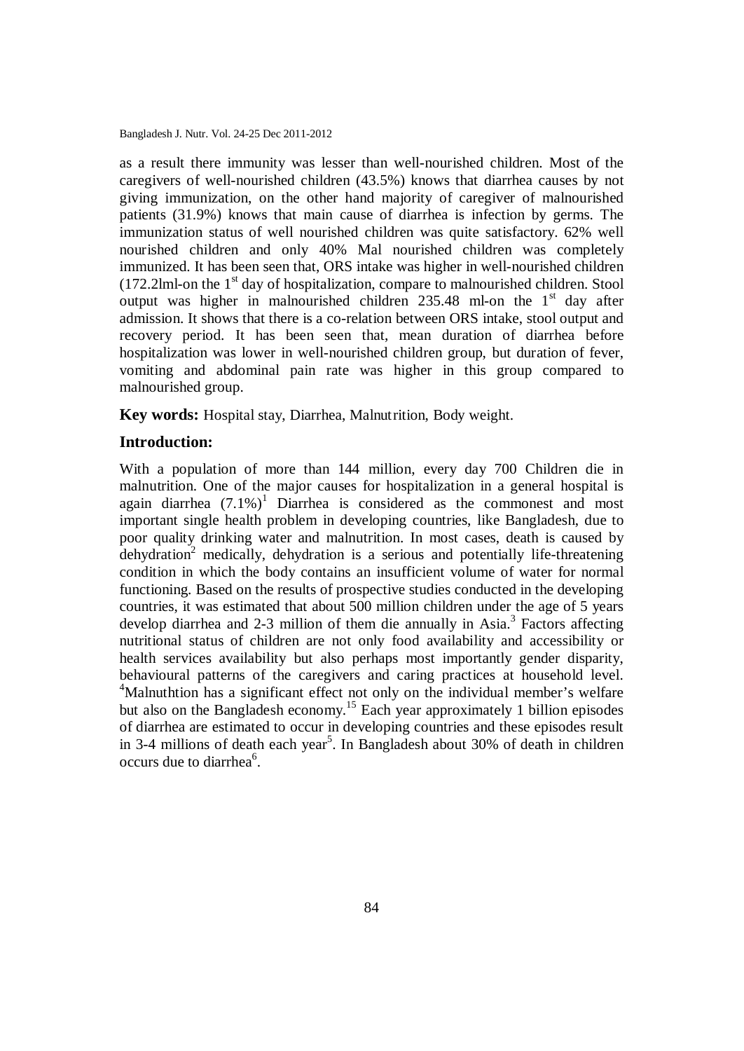as a result there immunity was lesser than well-nourished children. Most of the caregivers of well-nourished children (43.5%) knows that diarrhea causes by not giving immunization, on the other hand majority of caregiver of malnourished patients (31.9%) knows that main cause of diarrhea is infection by germs. The immunization status of well nourished children was quite satisfactory. 62% well nourished children and only 40% Mal nourished children was completely immunized. It has been seen that, ORS intake was higher in well-nourished children (172.2lml-on the 1st day of hospitalization, compare to malnourished children. Stool output was higher in malnourished children 235.48 ml-on the 1st day after admission. It shows that there is a co-relation between ORS intake, stool output and recovery period. It has been seen that, mean duration of diarrhea before hospitalization was lower in well-nourished children group, but duration of fever, vomiting and abdominal pain rate was higher in this group compared to malnourished group.

**Key words:** Hospital stay, Diarrhea, Malnutrition, Body weight.

## Introduction:

With a population of more than 144 million, every day 700 Children die in malnutrition. One of the major causes for hospitalization in a general hospital is again diarrhea (7.1%)[1] Diarrhea is considered as the commonest and most important single health problem in developing countries, like Bangladesh, due to poor quality drinking water and malnutrition. In most cases, death is caused by dehydration[2] medically, dehydration is a serious and potentially life-threatening condition in which the body contains an insufficient volume of water for normal functioning. Based on the results of prospective studies conducted in the developing countries, it was estimated that about 500 million children under the age of 5 years develop diarrhea and 2-3 million of them die annually in Asia.[3] Factors affecting nutritional status of children are not only food availability and accessibility or health services availability but also perhaps most importantly gender disparity, behavioural patterns of the caregivers and caring practices at household level. [4]Malnuthtion has a significant effect not only on the individual member's welfare but also on the Bangladesh economy.[15] Each year approximately 1 billion episodes of diarrhea are estimated to occur in developing countries and these episodes result in 3-4 millions of death each year[5]. In Bangladesh about 30% of death in children occurs due to diarrhea[6].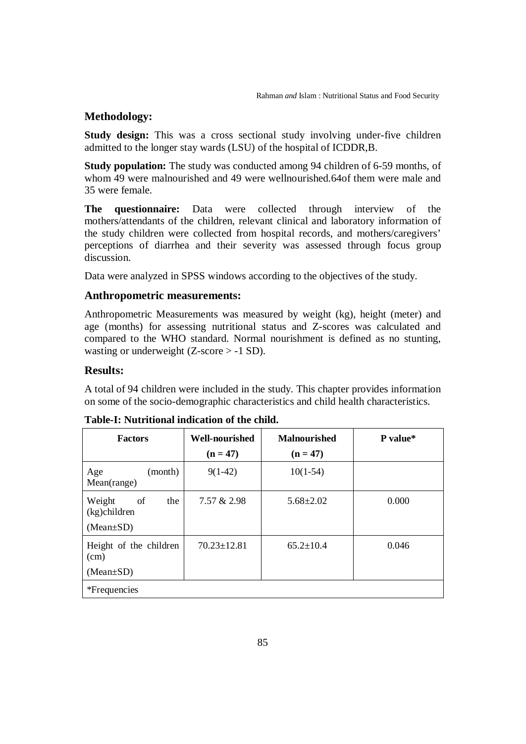## Methodology:

**Study design:** This was a cross sectional study involving under-five children admitted to the longer stay wards (LSU) of the hospital of ICDDR,B.

**Study population:** The study was conducted among 94 children of 6-59 months, of whom 49 were malnourished and 49 were wellnourished.64of them were male and 35 were female.

**The questionnaire:** Data were collected through interview of the mothers/attendants of the children, relevant clinical and laboratory information of the study children were collected from hospital records, and mothers/caregivers' perceptions of diarrhea and their severity was assessed through focus group discussion.

Data were analyzed in SPSS windows according to the objectives of the study.

## Anthropometric measurements:

Anthropometric Measurements was measured by weight (kg), height (meter) and age (months) for assessing nutritional status and Z-scores was calculated and compared to the WHO standard. Normal nourishment is defined as no stunting, wasting or underweight (Z-score > -1 SD).

## Results:

A total of 94 children were included in the study. This chapter provides information on some of the socio-demographic characteristics and child health characteristics.

**Table-I: Nutritional indication of the child.**

| Factors | Well-nourished (n = 47) | Malnourished (n = 47) | P value* |
|---|---|---|---|
| Age (month) Mean(range) | 9(1-42) | 10(1-54) | |
| Weight of the (kg)children (Mean±SD) | 7.57 & 2.98 | 5.68±2.02 | 0.000 |
| Height of the children (cm) (Mean±SD) | 70.23±12.81 | 65.2±10.4 | 0.046 |
| *Frequencies | | | |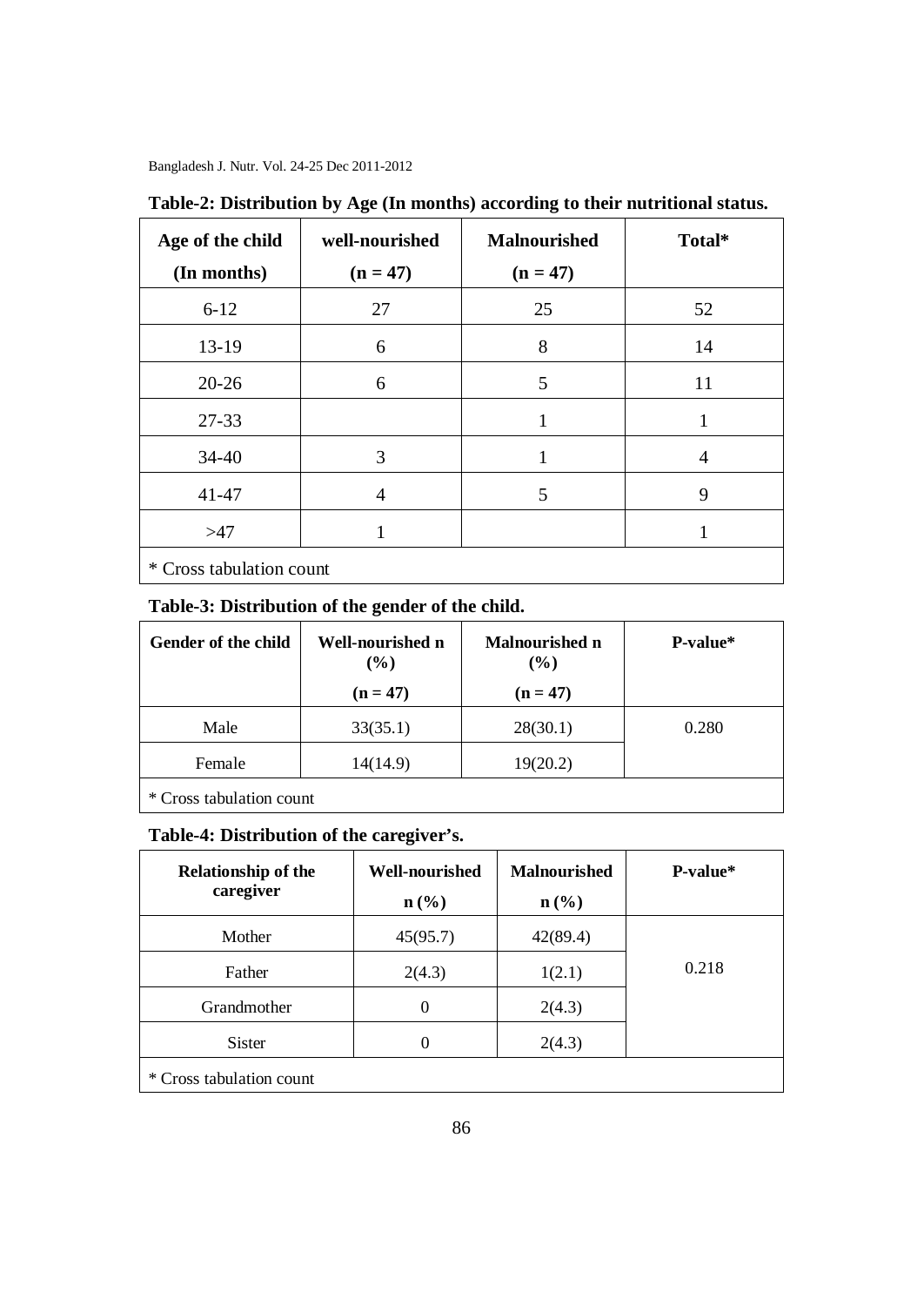**Table-2: Distribution by Age (In months) according to their nutritional status.**

| Age of the child (In months) | well-nourished (n = 47) | Malnourished (n = 47) | Total* |
|---|---|---|---|
| 6-12 | 27 | 25 | 52 |
| 13-19 | 6 | 8 | 14 |
| 20-26 | 6 | 5 | 11 |
| 27-33 | | 1 | 1 |
| 34-40 | 3 | 1 | 4 |
| 41-47 | 4 | 5 | 9 |
| >47 | 1 | | 1 |

* Cross tabulation count

**Table-3: Distribution of the gender of the child.**

| Gender of the child | Well-nourished n (%) (n = 47) | Malnourished n (%) (n = 47) | P-value* |
|---|---|---|---|
| Male | 33(35.1) | 28(30.1) | 0.280 |
| Female | 14(14.9) | 19(20.2) | |

* Cross tabulation count

**Table-4: Distribution of the caregiver's.**

| Relationship of the caregiver | Well-nourished n (%) | Malnourished n (%) | P-value* |
|---|---|---|---|
| Mother | 45(95.7) | 42(89.4) | 0.218 |
| Father | 2(4.3) | 1(2.1) | |
| Grandmother | 0 | 2(4.3) | |
| Sister | 0 | 2(4.3) | |

* Cross tabulation count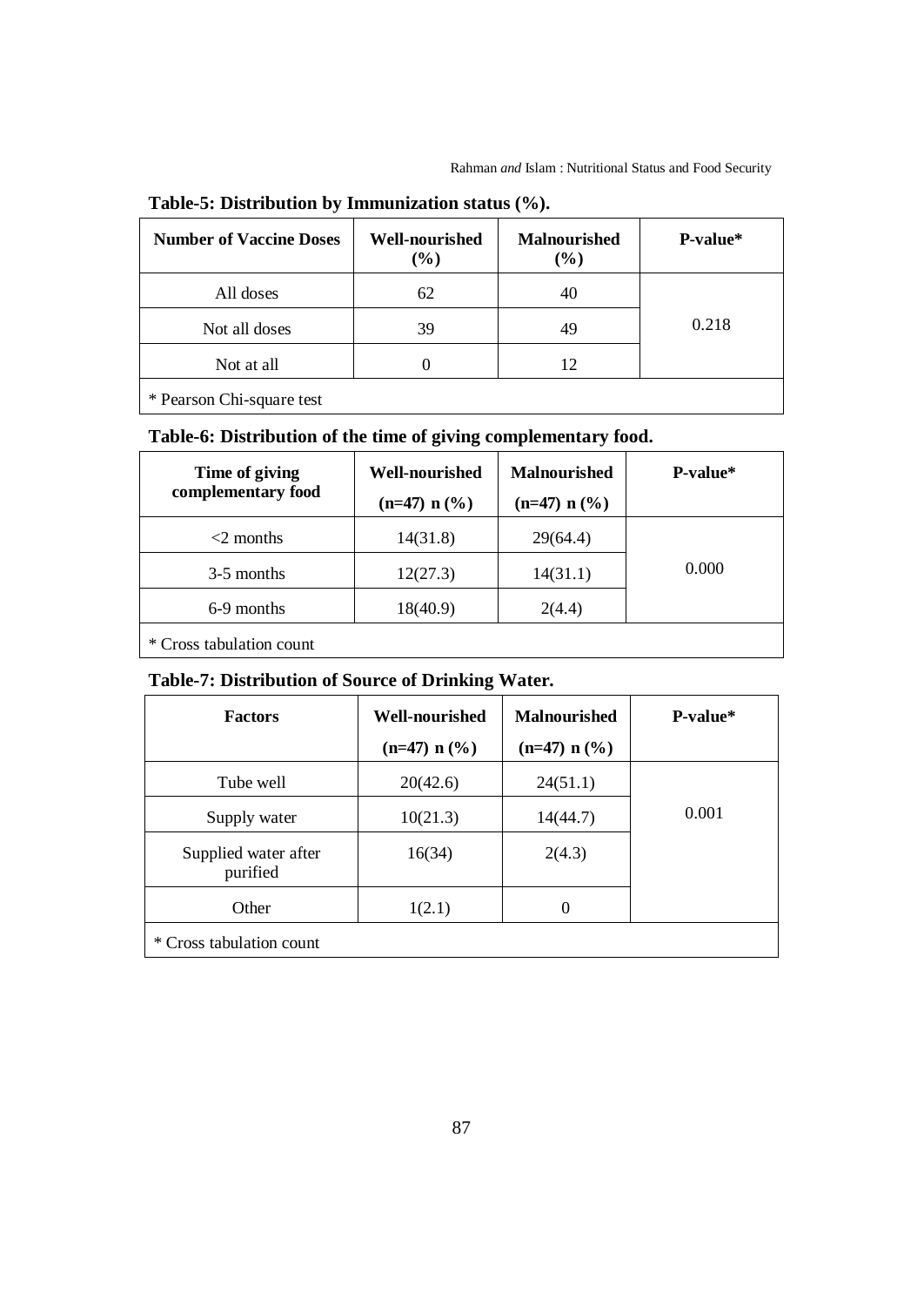**Table-5: Distribution by Immunization status (%).**

| Number of Vaccine Doses | Well-nourished (%) | Malnourished (%) | P-value* |
|---|---|---|---|
| All doses | 62 | 40 | 0.218 |
| Not all doses | 39 | 49 | |
| Not at all | 0 | 12 | |

\* Pearson Chi-square test

**Table-6: Distribution of the time of giving complementary food.**

| Time of giving complementary food | Well-nourished (n=47) n (%) | Malnourished (n=47) n (%) | P-value* |
|---|---|---|---|
| <2 months | 14(31.8) | 29(64.4) | 0.000 |
| 3-5 months | 12(27.3) | 14(31.1) | |
| 6-9 months | 18(40.9) | 2(4.4) | |

\* Cross tabulation count

**Table-7: Distribution of Source of Drinking Water.**

| Factors | Well-nourished (n=47) n (%) | Malnourished (n=47) n (%) | P-value* |
|---|---|---|---|
| Tube well | 20(42.6) | 24(51.1) | 0.001 |
| Supply water | 10(21.3) | 14(44.7) | |
| Supplied water after purified | 16(34) | 2(4.3) | |
| Other | 1(2.1) | 0 | |

\* Cross tabulation count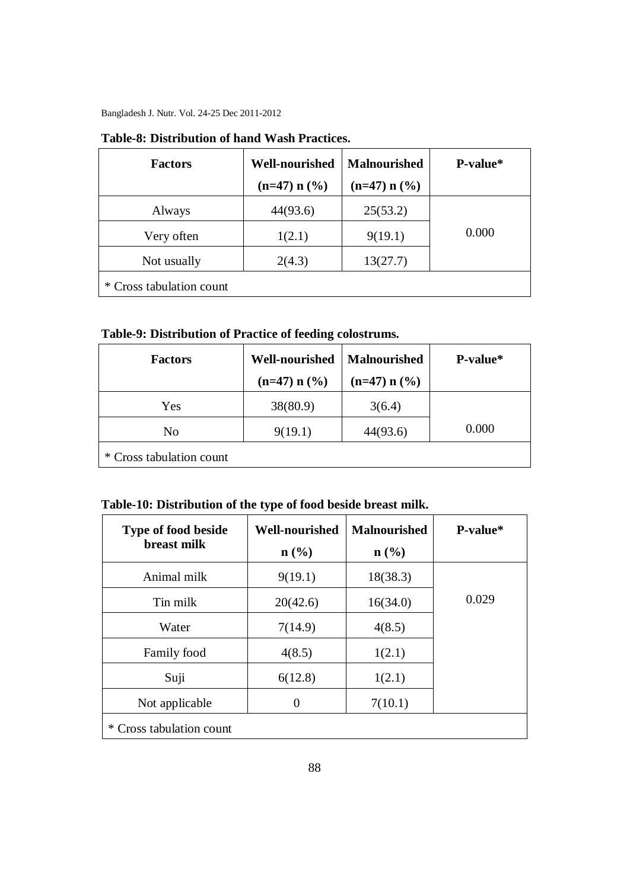**Table-8: Distribution of hand Wash Practices.**

| Factors | Well-nourished (n=47) n (%) | Malnourished (n=47) n (%) | P-value* |
|---|---|---|---|
| Always | 44(93.6) | 25(53.2) | 0.000 |
| Very often | 1(2.1) | 9(19.1) | |
| Not usually | 2(4.3) | 13(27.7) | |
| * Cross tabulation count | | | |

**Table-9: Distribution of Practice of feeding colostrums.**

| Factors | Well-nourished (n=47) n (%) | Malnourished (n=47) n (%) | P-value* |
|---|---|---|---|
| Yes | 38(80.9) | 3(6.4) | 0.000 |
| No | 9(19.1) | 44(93.6) | |
| * Cross tabulation count | | | |

**Table-10: Distribution of the type of food beside breast milk.**

| Type of food beside breast milk | Well-nourished n (%) | Malnourished n (%) | P-value* |
|---|---|---|---|
| Animal milk | 9(19.1) | 18(38.3) | 0.029 |
| Tin milk | 20(42.6) | 16(34.0) | |
| Water | 7(14.9) | 4(8.5) | |
| Family food | 4(8.5) | 1(2.1) | |
| Suji | 6(12.8) | 1(2.1) | |
| Not applicable | 0 | 7(10.1) | |
| * Cross tabulation count | | | |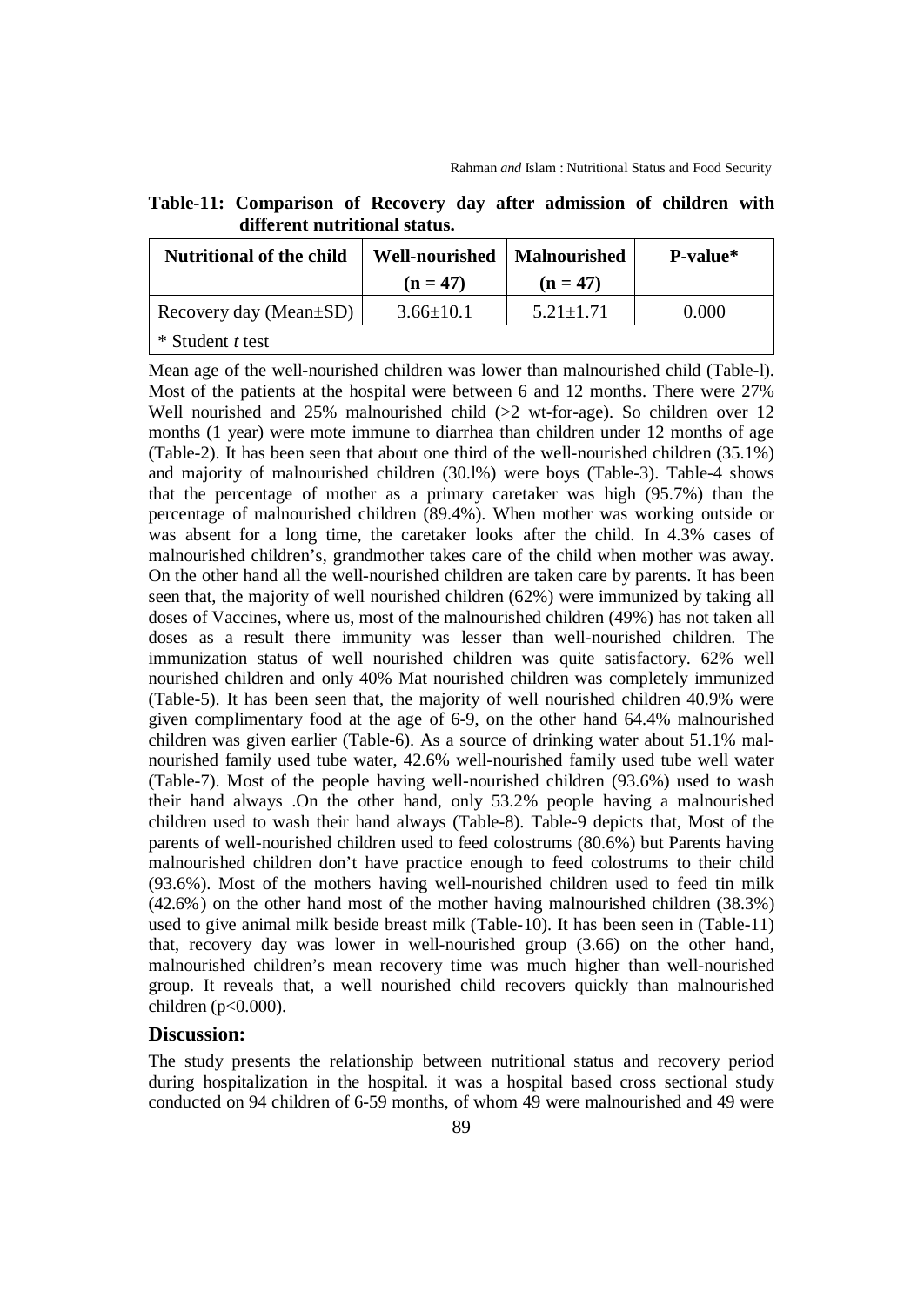**Table-11: Comparison of Recovery day after admission of children with different nutritional status.**

| Nutritional of the child | Well-nourished (n = 47) | Malnourished (n = 47) | P-value* |
|---|---|---|---|
| Recovery day (Mean±SD) | 3.66±10.1 | 5.21±1.71 | 0.000 |

\* Student *t* test

Mean age of the well-nourished children was lower than malnourished child (Table-l). Most of the patients at the hospital were between 6 and 12 months. There were 27% Well nourished and 25% malnourished child (>2 wt-for-age). So children over 12 months (1 year) were mote immune to diarrhea than children under 12 months of age (Table-2). It has been seen that about one third of the well-nourished children (35.1%) and majority of malnourished children (30.l%) were boys (Table-3). Table-4 shows that the percentage of mother as a primary caretaker was high (95.7%) than the percentage of malnourished children (89.4%). When mother was working outside or was absent for a long time, the caretaker looks after the child. In 4.3% cases of malnourished children's, grandmother takes care of the child when mother was away. On the other hand all the well-nourished children are taken care by parents. It has been seen that, the majority of well nourished children (62%) were immunized by taking all doses of Vaccines, where us, most of the malnourished children (49%) has not taken all doses as a result there immunity was lesser than well-nourished children. The immunization status of well nourished children was quite satisfactory. 62% well nourished children and only 40% Mat nourished children was completely immunized (Table-5). It has been seen that, the majority of well nourished children 40.9% were given complimentary food at the age of 6-9, on the other hand 64.4% malnourished children was given earlier (Table-6). As a source of drinking water about 51.1% mal-nourished family used tube water, 42.6% well-nourished family used tube well water (Table-7). Most of the people having well-nourished children (93.6%) used to wash their hand always .On the other hand, only 53.2% people having a malnourished children used to wash their hand always (Table-8). Table-9 depicts that, Most of the parents of well-nourished children used to feed colostrums (80.6%) but Parents having malnourished children don't have practice enough to feed colostrums to their child (93.6%). Most of the mothers having well-nourished children used to feed tin milk (42.6%) on the other hand most of the mother having malnourished children (38.3%) used to give animal milk beside breast milk (Table-10). It has been seen in (Table-11) that, recovery day was lower in well-nourished group (3.66) on the other hand, malnourished children's mean recovery time was much higher than well-nourished group. It reveals that, a well nourished child recovers quickly than malnourished children ($p<0.000$).

## Discussion:

The study presents the relationship between nutritional status and recovery period during hospitalization in the hospital. it was a hospital based cross sectional study conducted on 94 children of 6-59 months, of whom 49 were malnourished and 49 were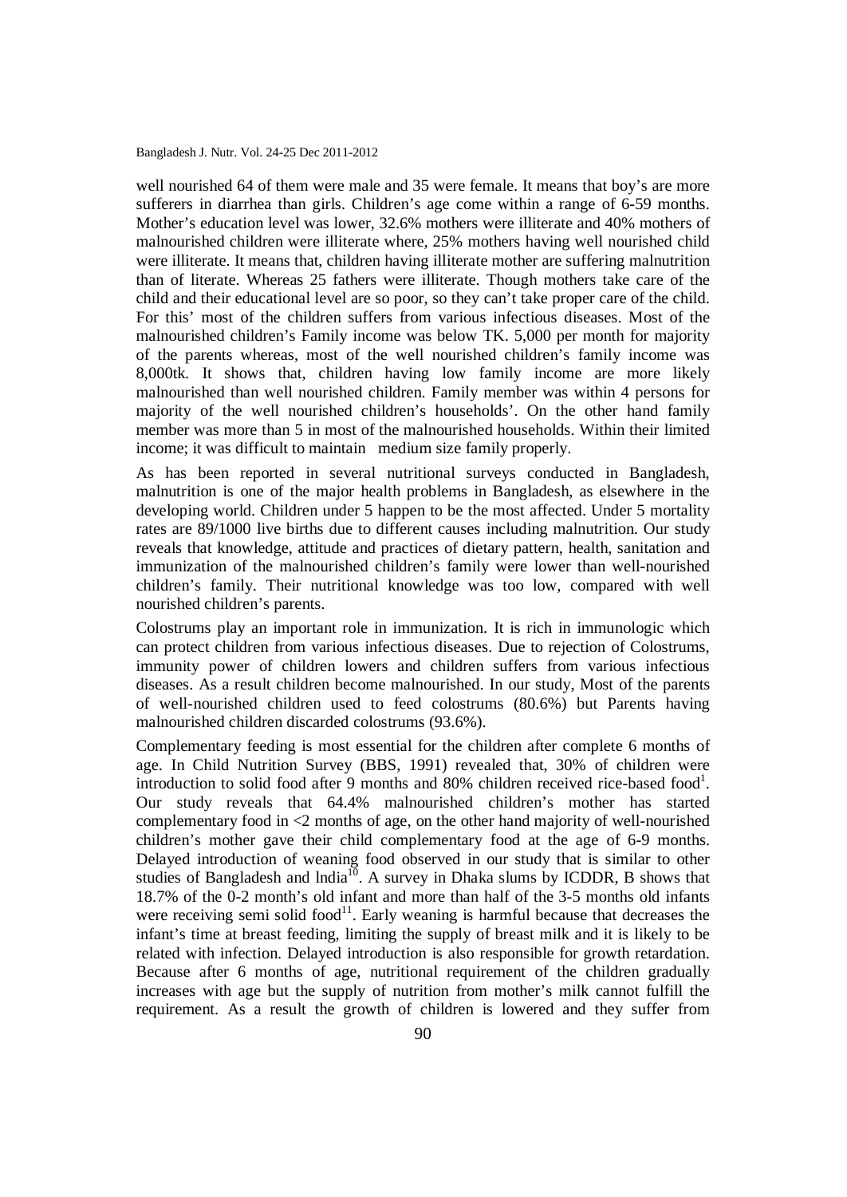well nourished 64 of them were male and 35 were female. It means that boy's are more sufferers in diarrhea than girls. Children's age come within a range of 6-59 months. Mother's education level was lower, 32.6% mothers were illiterate and 40% mothers of malnourished children were illiterate where, 25% mothers having well nourished child were illiterate. It means that, children having illiterate mother are suffering malnutrition than of literate. Whereas 25 fathers were illiterate. Though mothers take care of the child and their educational level are so poor, so they can't take proper care of the child. For this' most of the children suffers from various infectious diseases. Most of the malnourished children's Family income was below TK. 5,000 per month for majority of the parents whereas, most of the well nourished children's family income was 8,000tk. It shows that, children having low family income are more likely malnourished than well nourished children. Family member was within 4 persons for majority of the well nourished children's households'. On the other hand family member was more than 5 in most of the malnourished households. Within their limited income; it was difficult to maintain medium size family properly.

As has been reported in several nutritional surveys conducted in Bangladesh, malnutrition is one of the major health problems in Bangladesh, as elsewhere in the developing world. Children under 5 happen to be the most affected. Under 5 mortality rates are 89/1000 live births due to different causes including malnutrition. Our study reveals that knowledge, attitude and practices of dietary pattern, health, sanitation and immunization of the malnourished children's family were lower than well-nourished children's family. Their nutritional knowledge was too low, compared with well nourished children's parents.

Colostrums play an important role in immunization. It is rich in immunologic which can protect children from various infectious diseases. Due to rejection of Colostrums, immunity power of children lowers and children suffers from various infectious diseases. As a result children become malnourished. In our study, Most of the parents of well-nourished children used to feed colostrums (80.6%) but Parents having malnourished children discarded colostrums (93.6%).

Complementary feeding is most essential for the children after complete 6 months of age. In Child Nutrition Survey (BBS, 1991) revealed that, 30% of children were introduction to solid food after 9 months and 80% children received rice-based food[1]. Our study reveals that 64.4% malnourished children's mother has started complementary food in <2 months of age, on the other hand majority of well-nourished children's mother gave their child complementary food at the age of 6-9 months. Delayed introduction of weaning food observed in our study that is similar to other studies of Bangladesh and lndia[10]. A survey in Dhaka slums by ICDDR, B shows that 18.7% of the 0-2 month's old infant and more than half of the 3-5 months old infants were receiving semi solid food[11]. Early weaning is harmful because that decreases the infant's time at breast feeding, limiting the supply of breast milk and it is likely to be related with infection. Delayed introduction is also responsible for growth retardation. Because after 6 months of age, nutritional requirement of the children gradually increases with age but the supply of nutrition from mother's milk cannot fulfill the requirement. As a result the growth of children is lowered and they suffer from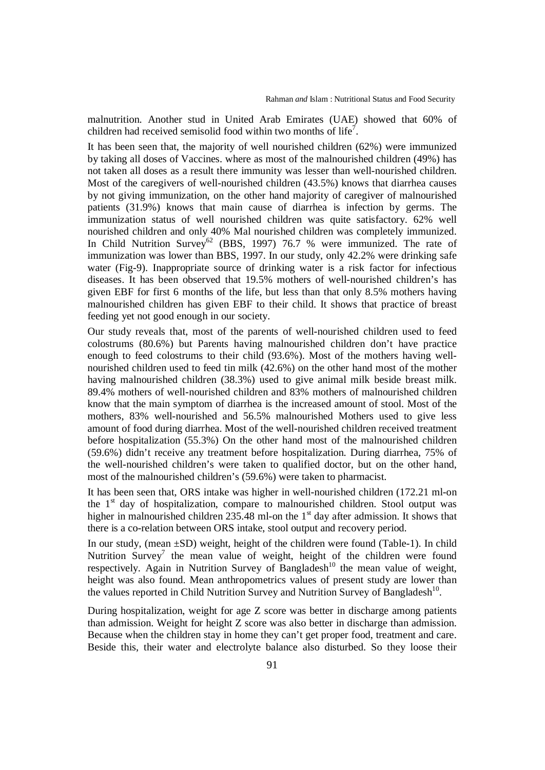malnutrition. Another stud in United Arab Emirates (UAE) showed that 60% of children had received semisolid food within two months of life[7].

It has been seen that, the majority of well nourished children (62%) were immunized by taking all doses of Vaccines. where as most of the malnourished children (49%) has not taken all doses as a result there immunity was lesser than well-nourished children. Most of the caregivers of well-nourished children (43.5%) knows that diarrhea causes by not giving immunization, on the other hand majority of caregiver of malnourished patients (31.9%) knows that main cause of diarrhea is infection by germs. The immunization status of well nourished children was quite satisfactory. 62% well nourished children and only 40% Mal nourished children was completely immunized. In Child Nutrition Survey[62] (BBS, 1997) 76.7 % were immunized. The rate of immunization was lower than BBS, 1997. In our study, only 42.2% were drinking safe water (Fig-9). Inappropriate source of drinking water is a risk factor for infectious diseases. It has been observed that 19.5% mothers of well-nourished children's has given EBF for first 6 months of the life, but less than that only 8.5% mothers having malnourished children has given EBF to their child. It shows that practice of breast feeding yet not good enough in our society.

Our study reveals that, most of the parents of well-nourished children used to feed colostrums (80.6%) but Parents having malnourished children don't have practice enough to feed colostrums to their child (93.6%). Most of the mothers having well-nourished children used to feed tin milk (42.6%) on the other hand most of the mother having malnourished children (38.3%) used to give animal milk beside breast milk. 89.4% mothers of well-nourished children and 83% mothers of malnourished children know that the main symptom of diarrhea is the increased amount of stool. Most of the mothers, 83% well-nourished and 56.5% malnourished Mothers used to give less amount of food during diarrhea. Most of the well-nourished children received treatment before hospitalization (55.3%) On the other hand most of the malnourished children (59.6%) didn't receive any treatment before hospitalization. During diarrhea, 75% of the well-nourished children's were taken to qualified doctor, but on the other hand, most of the malnourished children's (59.6%) were taken to pharmacist.

It has been seen that, ORS intake was higher in well-nourished children (172.21 ml-on the 1st day of hospitalization, compare to malnourished children. Stool output was higher in malnourished children 235.48 ml-on the 1st day after admission. It shows that there is a co-relation between ORS intake, stool output and recovery period.

In our study, (mean ±SD) weight, height of the children were found (Table-1). In child Nutrition Survey[7] the mean value of weight, height of the children were found respectively. Again in Nutrition Survey of Bangladesh[10] the mean value of weight, height was also found. Mean anthropometrics values of present study are lower than the values reported in Child Nutrition Survey and Nutrition Survey of Bangladesh[10].

During hospitalization, weight for age Z score was better in discharge among patients than admission. Weight for height Z score was also better in discharge than admission. Because when the children stay in home they can't get proper food, treatment and care. Beside this, their water and electrolyte balance also disturbed. So they loose their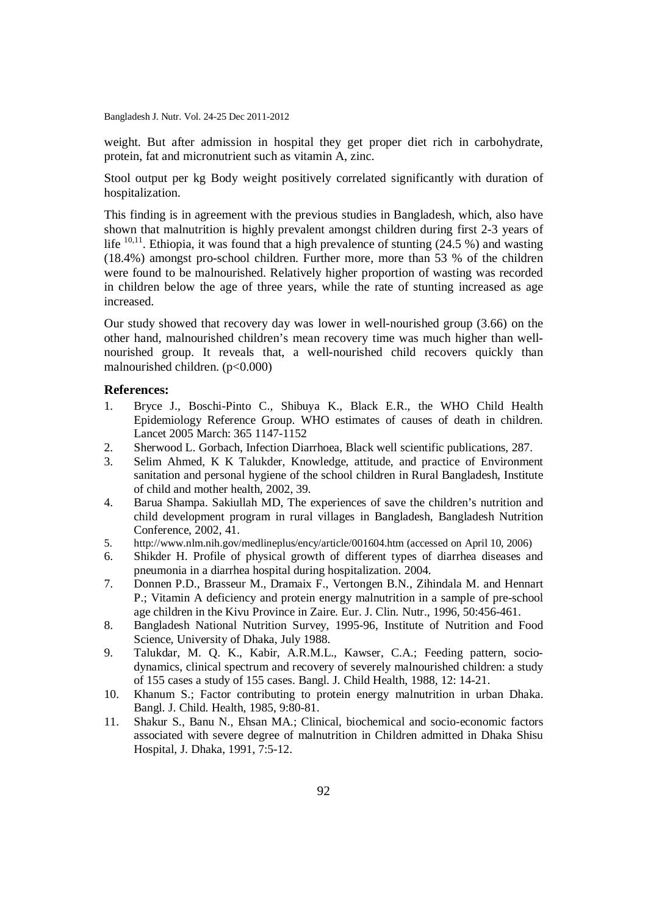weight. But after admission in hospital they get proper diet rich in carbohydrate, protein, fat and micronutrient such as vitamin A, zinc.

Stool output per kg Body weight positively correlated significantly with duration of hospitalization.

This finding is in agreement with the previous studies in Bangladesh, which, also have shown that malnutrition is highly prevalent amongst children during first 2-3 years of life [10,11]. Ethiopia, it was found that a high prevalence of stunting (24.5 %) and wasting (18.4%) amongst pro-school children. Further more, more than 53 % of the children were found to be malnourished. Relatively higher proportion of wasting was recorded in children below the age of three years, while the rate of stunting increased as age increased.

Our study showed that recovery day was lower in well-nourished group (3.66) on the other hand, malnourished children's mean recovery time was much higher than well-nourished group. It reveals that, a well-nourished child recovers quickly than malnourished children. ($p<0.000$)

### References:

1. Bryce J., Boschi-Pinto C., Shibuya K., Black E.R., the WHO Child Health Epidemiology Reference Group. WHO estimates of causes of death in children. Lancet 2005 March: 365 1147-1152
2. Sherwood L. Gorbach, Infection Diarrhoea, Black well scientific publications, 287.
3. Selim Ahmed, K K Talukder, Knowledge, attitude, and practice of Environment sanitation and personal hygiene of the school children in Rural Bangladesh, Institute of child and mother health, 2002, 39.
4. Barua Shampa. Sakiullah MD, The experiences of save the children's nutrition and child development program in rural villages in Bangladesh, Bangladesh Nutrition Conference, 2002, 41.
5. http://www.nlm.nih.gov/medlineplus/ency/article/001604.htm (accessed on April 10, 2006)
6. Shikder H. Profile of physical growth of different types of diarrhea diseases and pneumonia in a diarrhea hospital during hospitalization. 2004.
7. Donnen P.D., Brasseur M., Dramaix F., Vertongen B.N., Zihindala M. and Hennart P.; Vitamin A deficiency and protein energy malnutrition in a sample of pre-school age children in the Kivu Province in Zaire. Eur. J. Clin. Nutr., 1996, 50:456-461.
8. Bangladesh National Nutrition Survey, 1995-96, Institute of Nutrition and Food Science, University of Dhaka, July 1988.
9. Talukdar, M. Q. K., Kabir, A.R.M.L., Kawser, C.A.; Feeding pattern, socio-dynamics, clinical spectrum and recovery of severely malnourished children: a study of 155 cases a study of 155 cases. Bangl. J. Child Health, 1988, 12: 14-21.
10. Khanum S.; Factor contributing to protein energy malnutrition in urban Dhaka. Bangl. J. Child. Health, 1985, 9:80-81.
11. Shakur S., Banu N., Ehsan MA.; Clinical, biochemical and socio-economic factors associated with severe degree of malnutrition in Children admitted in Dhaka Shisu Hospital, J. Dhaka, 1991, 7:5-12.